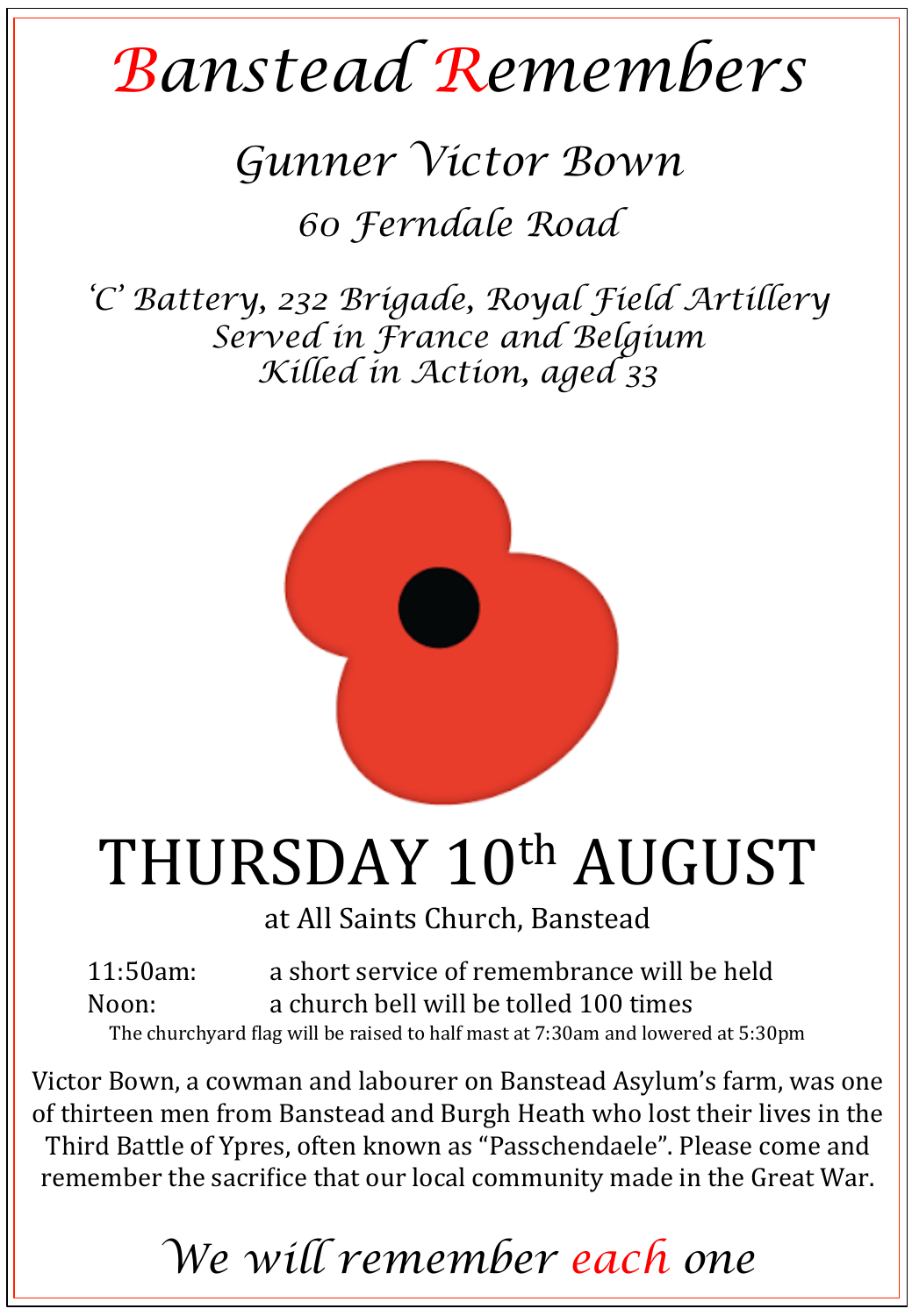# *Banstead Remembers*

## *Gunner Victor Bown*

### *60 Ferndale Road*

*'C' Battery, 232 Brigade, Royal Field Artillery*
*Served in France and Belgium*
*Killed in Action, aged 33*

# THURSDAY 10th AUGUST

at All Saints Church, Banstead

11:50am: a short service of remembrance will be held
Noon: a church bell will be tolled 100 times

The churchyard flag will be raised to half mast at 7:30am and lowered at 5:30pm

Victor Bown, a cowman and labourer on Banstead Asylum's farm, was one of thirteen men from Banstead and Burgh Heath who lost their lives in the Third Battle of Ypres, often known as "Passchendaele". Please come and remember the sacrifice that our local community made in the Great War.

*We will remember each one*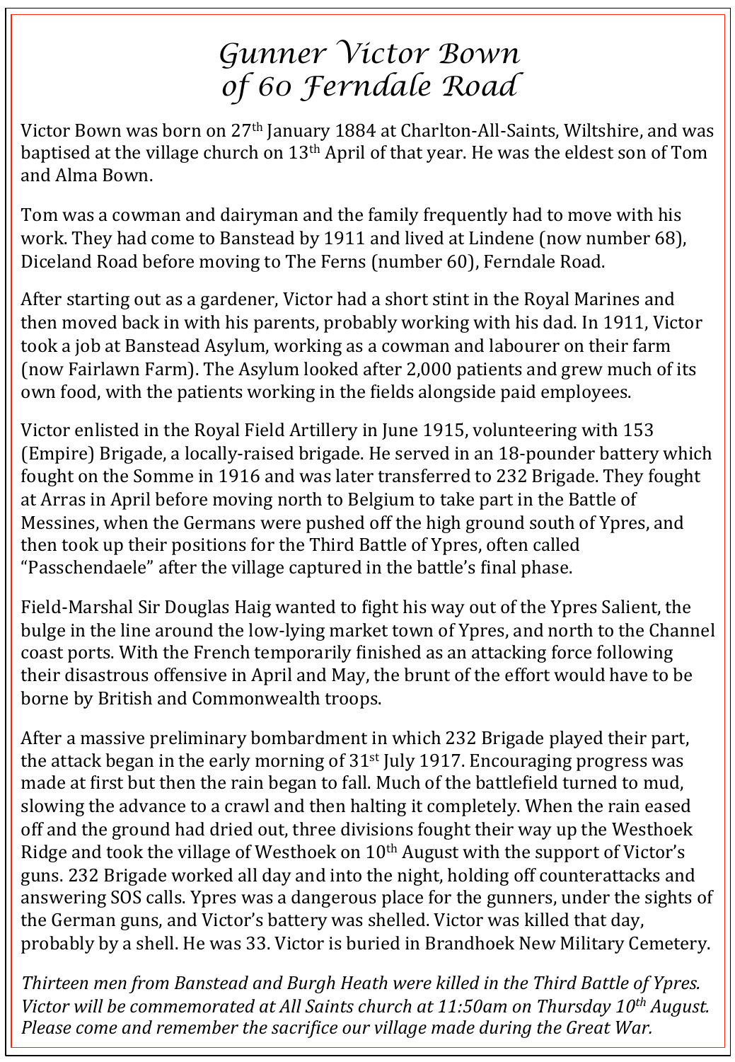# *Gunner Victor Bown of 60 Ferndale Road*

Victor Bown was born on 27th January 1884 at Charlton-All-Saints, Wiltshire, and was baptised at the village church on 13th April of that year. He was the eldest son of Tom and Alma Bown.

Tom was a cowman and dairyman and the family frequently had to move with his work. They had come to Banstead by 1911 and lived at Lindene (now number 68), Diceland Road before moving to The Ferns (number 60), Ferndale Road.

After starting out as a gardener, Victor had a short stint in the Royal Marines and then moved back in with his parents, probably working with his dad. In 1911, Victor took a job at Banstead Asylum, working as a cowman and labourer on their farm (now Fairlawn Farm). The Asylum looked after 2,000 patients and grew much of its own food, with the patients working in the fields alongside paid employees.

Victor enlisted in the Royal Field Artillery in June 1915, volunteering with 153 (Empire) Brigade, a locally-raised brigade. He served in an 18-pounder battery which fought on the Somme in 1916 and was later transferred to 232 Brigade. They fought at Arras in April before moving north to Belgium to take part in the Battle of Messines, when the Germans were pushed off the high ground south of Ypres, and then took up their positions for the Third Battle of Ypres, often called "Passchendaele" after the village captured in the battle's final phase.

Field-Marshal Sir Douglas Haig wanted to fight his way out of the Ypres Salient, the bulge in the line around the low-lying market town of Ypres, and north to the Channel coast ports. With the French temporarily finished as an attacking force following their disastrous offensive in April and May, the brunt of the effort would have to be borne by British and Commonwealth troops.

After a massive preliminary bombardment in which 232 Brigade played their part, the attack began in the early morning of 31st July 1917. Encouraging progress was made at first but then the rain began to fall. Much of the battlefield turned to mud, slowing the advance to a crawl and then halting it completely. When the rain eased off and the ground had dried out, three divisions fought their way up the Westhoek Ridge and took the village of Westhoek on 10th August with the support of Victor's guns. 232 Brigade worked all day and into the night, holding off counterattacks and answering SOS calls. Ypres was a dangerous place for the gunners, under the sights of the German guns, and Victor's battery was shelled. Victor was killed that day, probably by a shell. He was 33. Victor is buried in Brandhoek New Military Cemetery.

*Thirteen men from Banstead and Burgh Heath were killed in the Third Battle of Ypres. Victor will be commemorated at All Saints church at 11:50am on Thursday 10th August. Please come and remember the sacrifice our village made during the Great War.*